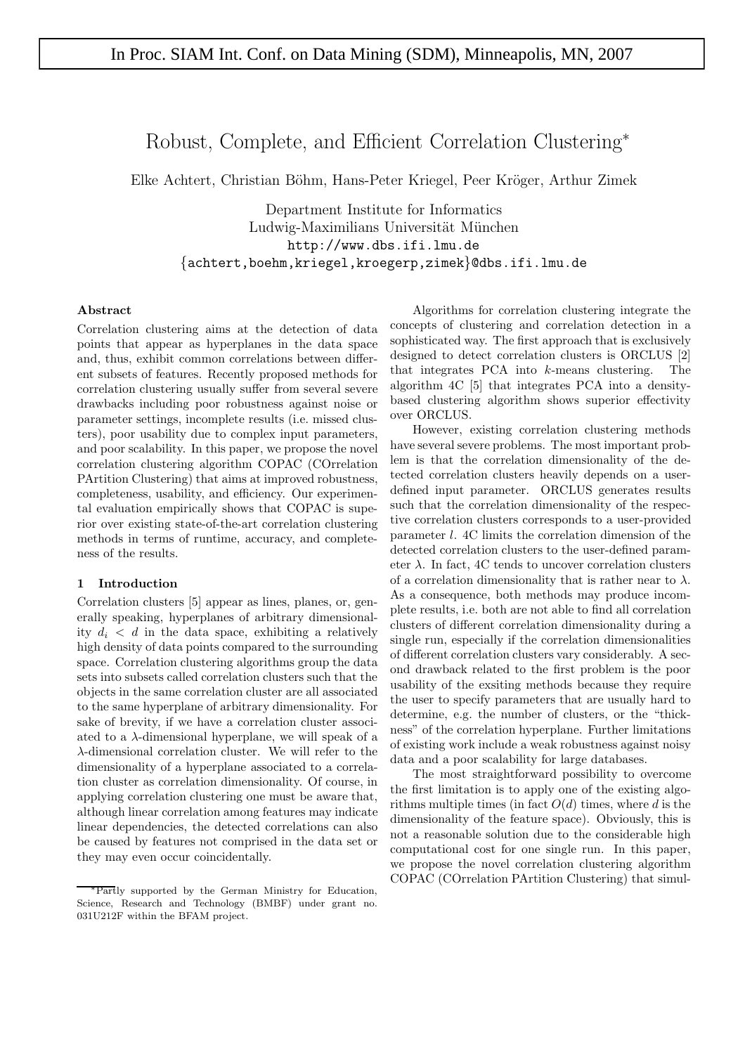# Robust, Complete, and Efficient Correlation Clustering*

Elke Achtert, Christian Böhm, Hans-Peter Kriegel, Peer Kröger, Arthur Zimek

Department Institute for Informatics
Ludwig-Maximilians Universität München
http://www.dbs.ifi.lmu.de
{achtert,boehm,kriegel,kroegerp,zimek}@dbs.ifi.lmu.de

### Abstract

Correlation clustering aims at the detection of data points that appear as hyperplanes in the data space and, thus, exhibit common correlations between different subsets of features. Recently proposed methods for correlation clustering usually suffer from several severe drawbacks including poor robustness against noise or parameter settings, incomplete results (i.e. missed clusters), poor usability due to complex input parameters, and poor scalability. In this paper, we propose the novel correlation clustering algorithm COPAC (COrrelation PArtition Clustering) that aims at improved robustness, completeness, usability, and efficiency. Our experimental evaluation empirically shows that COPAC is superior over existing state-of-the-art correlation clustering methods in terms of runtime, accuracy, and completeness of the results.

## 1 Introduction

Correlation clusters [5] appear as lines, planes, or, generally speaking, hyperplanes of arbitrary dimensionality $d_i < d$ in the data space, exhibiting a relatively high density of data points compared to the surrounding space. Correlation clustering algorithms group the data sets into subsets called correlation clusters such that the objects in the same correlation cluster are all associated to the same hyperplane of arbitrary dimensionality. For sake of brevity, if we have a correlation cluster associated to a $\lambda$-dimensional hyperplane, we will speak of a $\lambda$-dimensional correlation cluster. We will refer to the dimensionality of a hyperplane associated to a correlation cluster as correlation dimensionality. Of course, in applying correlation clustering one must be aware that, although linear correlation among features may indicate linear dependencies, the detected correlations can also be caused by features not comprised in the data set or they may even occur coincidentally.

Algorithms for correlation clustering integrate the concepts of clustering and correlation detection in a sophisticated way. The first approach that is exclusively designed to detect correlation clusters is ORCLUS [2] that integrates PCA into $k$-means clustering. The algorithm 4C [5] that integrates PCA into a density-based clustering algorithm shows superior effectivity over ORCLUS.

However, existing correlation clustering methods have several severe problems. The most important problem is that the correlation dimensionality of the detected correlation clusters heavily depends on a user-defined input parameter. ORCLUS generates results such that the correlation dimensionality of the respective correlation clusters corresponds to a user-provided parameter $l$. 4C limits the correlation dimension of the detected correlation clusters to the user-defined parameter $\lambda$. In fact, 4C tends to uncover correlation clusters of a correlation dimensionality that is rather near to $\lambda$. As a consequence, both methods may produce incomplete results, i.e. both are not able to find all correlation clusters of different correlation dimensionality during a single run, especially if the correlation dimensionalities of different correlation clusters vary considerably. A second drawback related to the first problem is the poor usability of the exsiting methods because they require the user to specify parameters that are usually hard to determine, e.g. the number of clusters, or the "thickness" of the correlation hyperplane. Further limitations of existing work include a weak robustness against noisy data and a poor scalability for large databases.

The most straightforward possibility to overcome the first limitation is to apply one of the existing algorithms multiple times (in fact $O(d)$ times, where $d$ is the dimensionality of the feature space). Obviously, this is not a reasonable solution due to the considerable high computational cost for one single run. In this paper, we propose the novel correlation clustering algorithm COPAC (COrrelation PArtition Clustering) that simul-

*Partly supported by the German Ministry for Education, Science, Research and Technology (BMBF) under grant no. 031U212F within the BFAM project.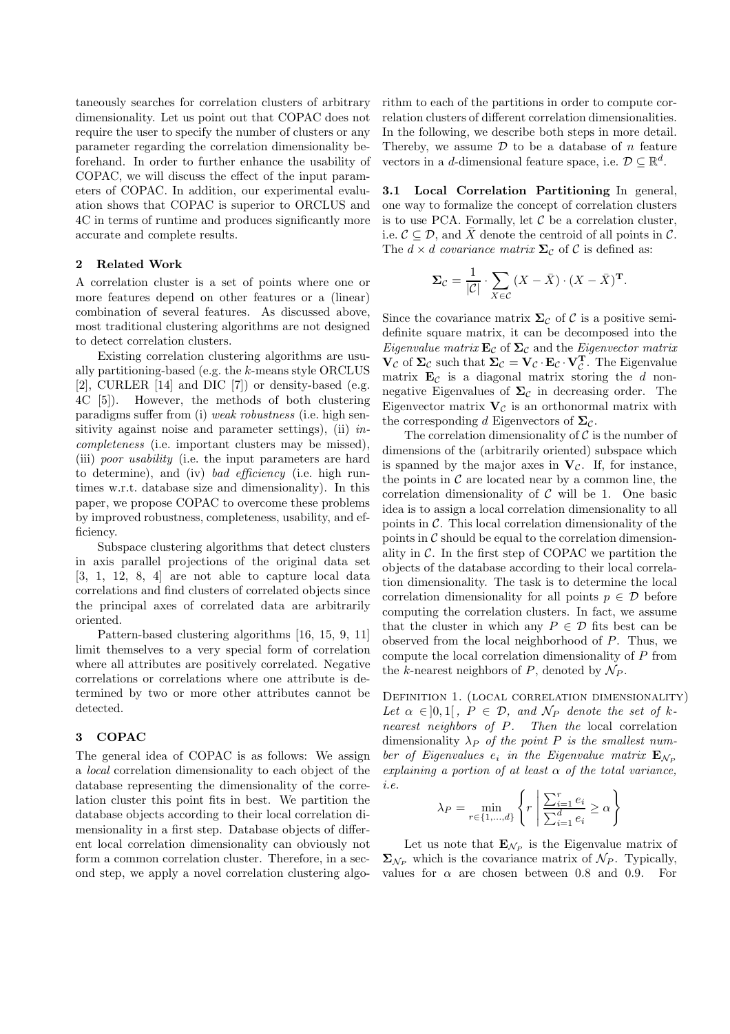taneously searches for correlation clusters of arbitrary dimensionality. Let us point out that COPAC does not require the user to specify the number of clusters or any parameter regarding the correlation dimensionality beforehand. In order to further enhance the usability of COPAC, we will discuss the effect of the input parameters of COPAC. In addition, our experimental evaluation shows that COPAC is superior to ORCLUS and 4C in terms of runtime and produces significantly more accurate and complete results.

## 2 Related Work

A correlation cluster is a set of points where one or more features depend on other features or a (linear) combination of several features. As discussed above, most traditional clustering algorithms are not designed to detect correlation clusters.

Existing correlation clustering algorithms are usually partitioning-based (e.g. the $k$-means style ORCLUS [2], CURLER [14] and DIC [7]) or density-based (e.g. 4C [5]). However, the methods of both clustering paradigms suffer from (i) *weak robustness* (i.e. high sensitivity against noise and parameter settings), (ii) *incompleteness* (i.e. important clusters may be missed), (iii) *poor usability* (i.e. the input parameters are hard to determine), and (iv) *bad efficiency* (i.e. high runtimes w.r.t. database size and dimensionality). In this paper, we propose COPAC to overcome these problems by improved robustness, completeness, usability, and efficiency.

Subspace clustering algorithms that detect clusters in axis parallel projections of the original data set [3, 1, 12, 8, 4] are not able to capture local data correlations and find clusters of correlated objects since the principal axes of correlated data are arbitrarily oriented.

Pattern-based clustering algorithms [16, 15, 9, 11] limit themselves to a very special form of correlation where all attributes are positively correlated. Negative correlations or correlations where one attribute is determined by two or more other attributes cannot be detected.

## 3 COPAC

The general idea of COPAC is as follows: We assign a *local* correlation dimensionality to each object of the database representing the dimensionality of the correlation cluster this point fits in best. We partition the database objects according to their local correlation dimensionality in a first step. Database objects of different local correlation dimensionality can obviously not form a common correlation cluster. Therefore, in a second step, we apply a novel correlation clustering algorithm to each of the partitions in order to compute correlation clusters of different correlation dimensionalities. In the following, we describe both steps in more detail. Thereby, we assume $\mathcal{D}$ to be a database of $n$ feature vectors in a $d$-dimensional feature space, i.e. $\mathcal{D} \subseteq \mathbb{R}^d$.

### 3.1 Local Correlation Partitioning

In general, one way to formalize the concept of correlation clusters is to use PCA. Formally, let $\mathcal{C}$ be a correlation cluster, i.e. $\mathcal{C} \subseteq \mathcal{D}$, and $\bar{X}$ denote the centroid of all points in $\mathcal{C}$. The $d \times d$ *covariance matrix* $\mathbf{\Sigma}_\mathcal{C}$ of $\mathcal{C}$ is defined as:

$$\mathbf{\Sigma}_\mathcal{C} = \frac{1}{|\mathcal{C}|} \cdot \sum_{X \in \mathcal{C}} (X - \bar{X}) \cdot (X - \bar{X})^\mathbf{T}.$$

Since the covariance matrix $\mathbf{\Sigma}_\mathcal{C}$ of $\mathcal{C}$ is a positive semi-definite square matrix, it can be decomposed into the *Eigenvalue matrix* $\mathbf{E}_\mathcal{C}$ of $\mathbf{\Sigma}_\mathcal{C}$ and the *Eigenvector matrix* $\mathbf{V}_\mathcal{C}$ of $\mathbf{\Sigma}_\mathcal{C}$ such that $\mathbf{\Sigma}_\mathcal{C} = \mathbf{V}_\mathcal{C} \cdot \mathbf{E}_\mathcal{C} \cdot \mathbf{V}_\mathcal{C}^\mathbf{T}$. The Eigenvalue matrix $\mathbf{E}_\mathcal{C}$ is a diagonal matrix storing the $d$ non-negative Eigenvalues of $\mathbf{\Sigma}_\mathcal{C}$ in decreasing order. The Eigenvector matrix $\mathbf{V}_\mathcal{C}$ is an orthonormal matrix with the corresponding $d$ Eigenvectors of $\mathbf{\Sigma}_\mathcal{C}$.

The correlation dimensionality of $\mathcal{C}$ is the number of dimensions of the (arbitrarily oriented) subspace which is spanned by the major axes in $\mathbf{V}_\mathcal{C}$. If, for instance, the points in $\mathcal{C}$ are located near by a common line, the correlation dimensionality of $\mathcal{C}$ will be 1. One basic idea is to assign a local correlation dimensionality to all points in $\mathcal{C}$. This local correlation dimensionality of the points in $\mathcal{C}$ should be equal to the correlation dimensionality in $\mathcal{C}$. In the first step of COPAC we partition the objects of the database according to their local correlation dimensionality. The task is to determine the local correlation dimensionality for all points $p \in \mathcal{D}$ before computing the correlation clusters. In fact, we assume that the cluster in which any $P \in \mathcal{D}$ fits best can be observed from the local neighborhood of $P$. Thus, we compute the local correlation dimensionality of $P$ from the $k$-nearest neighbors of $P$, denoted by $\mathcal{N}_P$.

Definition 1. (local correlation dimensionality) *Let $\alpha \in ]0, 1[$, $P \in \mathcal{D}$, and $\mathcal{N}_P$ denote the set of $k$-nearest neighbors of $P$. Then the* local correlation dimensionality *$\lambda_P$ of the point $P$ is the smallest number of Eigenvalues $e_i$ in the Eigenvalue matrix $\mathbf{E}_{\mathcal{N}_P}$ explaining a portion of at least $\alpha$ of the total variance, i.e.*

$$\lambda_P = \min_{r \in \{1,\ldots,d\}} \left\{ r \;\middle|\; \frac{\sum_{i=1}^{r} e_i}{\sum_{i=1}^{d} e_i} \geq \alpha \right\}$$

Let us note that $\mathbf{E}_{\mathcal{N}_P}$ is the Eigenvalue matrix of $\mathbf{\Sigma}_{\mathcal{N}_P}$ which is the covariance matrix of $\mathcal{N}_P$. Typically, values for $\alpha$ are chosen between 0.8 and 0.9. For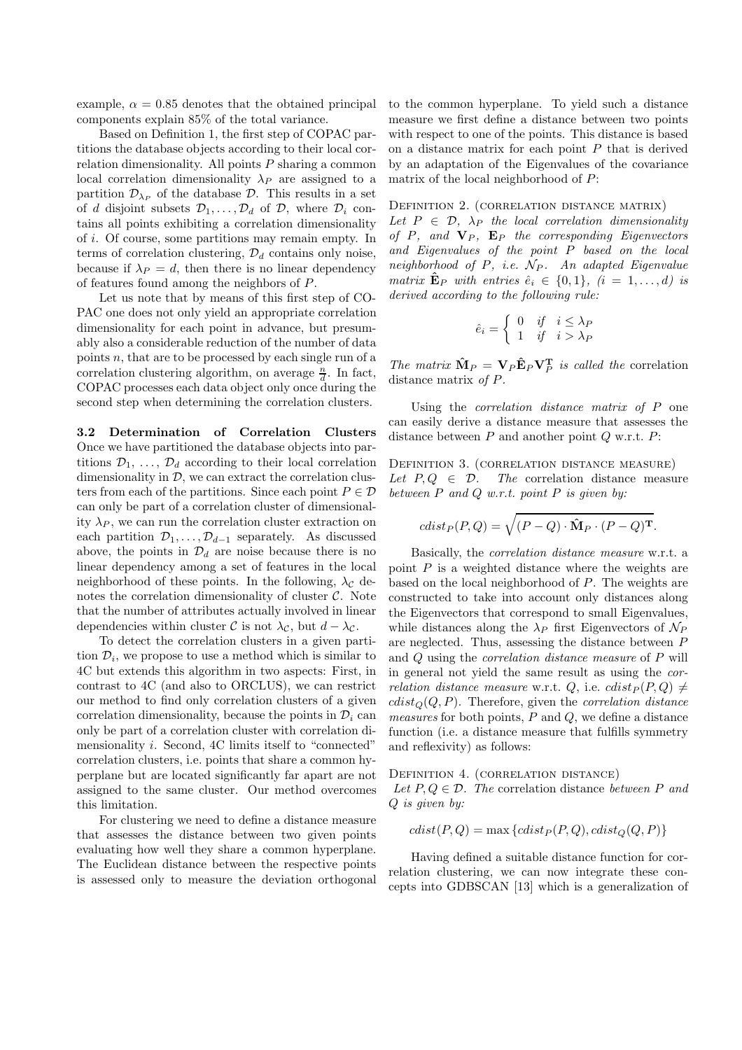example, $\alpha = 0.85$ denotes that the obtained principal components explain 85% of the total variance.

Based on Definition 1, the first step of COPAC partitions the database objects according to their local correlation dimensionality. All points $P$ sharing a common local correlation dimensionality $\lambda_P$ are assigned to a partition $\mathcal{D}_{\lambda_P}$ of the database $\mathcal{D}$. This results in a set of $d$ disjoint subsets $\mathcal{D}_1, \ldots, \mathcal{D}_d$ of $\mathcal{D}$, where $\mathcal{D}_i$ contains all points exhibiting a correlation dimensionality of $i$. Of course, some partitions may remain empty. In terms of correlation clustering, $\mathcal{D}_d$ contains only noise, because if $\lambda_P = d$, then there is no linear dependency of features found among the neighbors of $P$.

Let us note that by means of this first step of COPAC one does not only yield an appropriate correlation dimensionality for each point in advance, but presumably also a considerable reduction of the number of data points $n$, that are to be processed by each single run of a correlation clustering algorithm, on average $\frac{n}{d}$. In fact, COPAC processes each data object only once during the second step when determining the correlation clusters.

### 3.2 Determination of Correlation Clusters

Once we have partitioned the database objects into partitions $\mathcal{D}_1, \ldots, \mathcal{D}_d$ according to their local correlation dimensionality in $\mathcal{D}$, we can extract the correlation clusters from each of the partitions. Since each point $P \in \mathcal{D}$ can only be part of a correlation cluster of dimensionality $\lambda_P$, we can run the correlation cluster extraction on each partition $\mathcal{D}_1, \ldots, \mathcal{D}_{d-1}$ separately. As discussed above, the points in $\mathcal{D}_d$ are noise because there is no linear dependency among a set of features in the local neighborhood of these points. In the following, $\lambda_{\mathcal{C}}$ denotes the correlation dimensionality of cluster $\mathcal{C}$. Note that the number of attributes actually involved in linear dependencies within cluster $\mathcal{C}$ is not $\lambda_{\mathcal{C}}$, but $d - \lambda_{\mathcal{C}}$.

To detect the correlation clusters in a given partition $\mathcal{D}_i$, we propose to use a method which is similar to 4C but extends this algorithm in two aspects: First, in contrast to 4C (and also to ORCLUS), we can restrict our method to find only correlation clusters of a given correlation dimensionality, because the points in $\mathcal{D}_i$ can only be part of a correlation cluster with correlation dimensionality $i$. Second, 4C limits itself to "connected" correlation clusters, i.e. points that share a common hyperplane but are located significantly far apart are not assigned to the same cluster. Our method overcomes this limitation.

For clustering we need to define a distance measure that assesses the distance between two given points evaluating how well they share a common hyperplane. The Euclidean distance between the respective points is assessed only to measure the deviation orthogonal to the common hyperplane. To yield such a distance measure we first define a distance between two points with respect to one of the points. This distance is based on a distance matrix for each point $P$ that is derived by an adaptation of the Eigenvalues of the covariance matrix of the local neighborhood of $P$:

DEFINITION 2. (CORRELATION DISTANCE MATRIX)
*Let $P \in \mathcal{D}$, $\lambda_P$ the local correlation dimensionality of $P$, and $\mathbf{V}_P$, $\mathbf{E}_P$ the corresponding Eigenvectors and Eigenvalues of the point $P$ based on the local neighborhood of $P$, i.e. $\mathcal{N}_P$. An adapted Eigenvalue matrix $\hat{\mathbf{E}}_P$ with entries $\hat{e}_i \in \{0, 1\}$, $(i = 1, \ldots, d)$ is derived according to the following rule:*

$$\hat{e}_i = \begin{cases} 0 & \text{if} \quad i \leq \lambda_P \\ 1 & \text{if} \quad i > \lambda_P \end{cases}$$

*The matrix $\hat{\mathbf{M}}_P = \mathbf{V}_P \hat{\mathbf{E}}_P \mathbf{V}_P^{\mathbf{T}}$ is called the* correlation distance matrix *of $P$.*

Using the *correlation distance matrix of $P$* one can easily derive a distance measure that assesses the distance between $P$ and another point $Q$ w.r.t. $P$:

DEFINITION 3. (CORRELATION DISTANCE MEASURE)
*Let $P, Q \in \mathcal{D}$. The* correlation distance measure *between $P$ and $Q$ w.r.t. point $P$ is given by:*

$$cdist_P(P, Q) = \sqrt{(P - Q) \cdot \hat{\mathbf{M}}_P \cdot (P - Q)^{\mathbf{T}}}.$$

Basically, the *correlation distance measure* w.r.t. a point $P$ is a weighted distance where the weights are based on the local neighborhood of $P$. The weights are constructed to take into account only distances along the Eigenvectors that correspond to small Eigenvalues, while distances along the $\lambda_P$ first Eigenvectors of $\mathcal{N}_P$ are neglected. Thus, assessing the distance between $P$ and $Q$ using the *correlation distance measure* of $P$ will in general not yield the same result as using the *correlation distance measure* w.r.t. $Q$, i.e. $cdist_P(P, Q) \neq cdist_Q(Q, P)$. Therefore, given the *correlation distance measures* for both points, $P$ and $Q$, we define a distance function (i.e. a distance measure that fulfills symmetry and reflexivity) as follows:

DEFINITION 4. (CORRELATION DISTANCE)
*Let $P, Q \in \mathcal{D}$. The* correlation distance *between $P$ and $Q$ is given by:*

$$cdist(P, Q) = \max\{cdist_P(P, Q), cdist_Q(Q, P)\}$$

Having defined a suitable distance function for correlation clustering, we can now integrate these concepts into GDBSCAN [13] which is a generalization of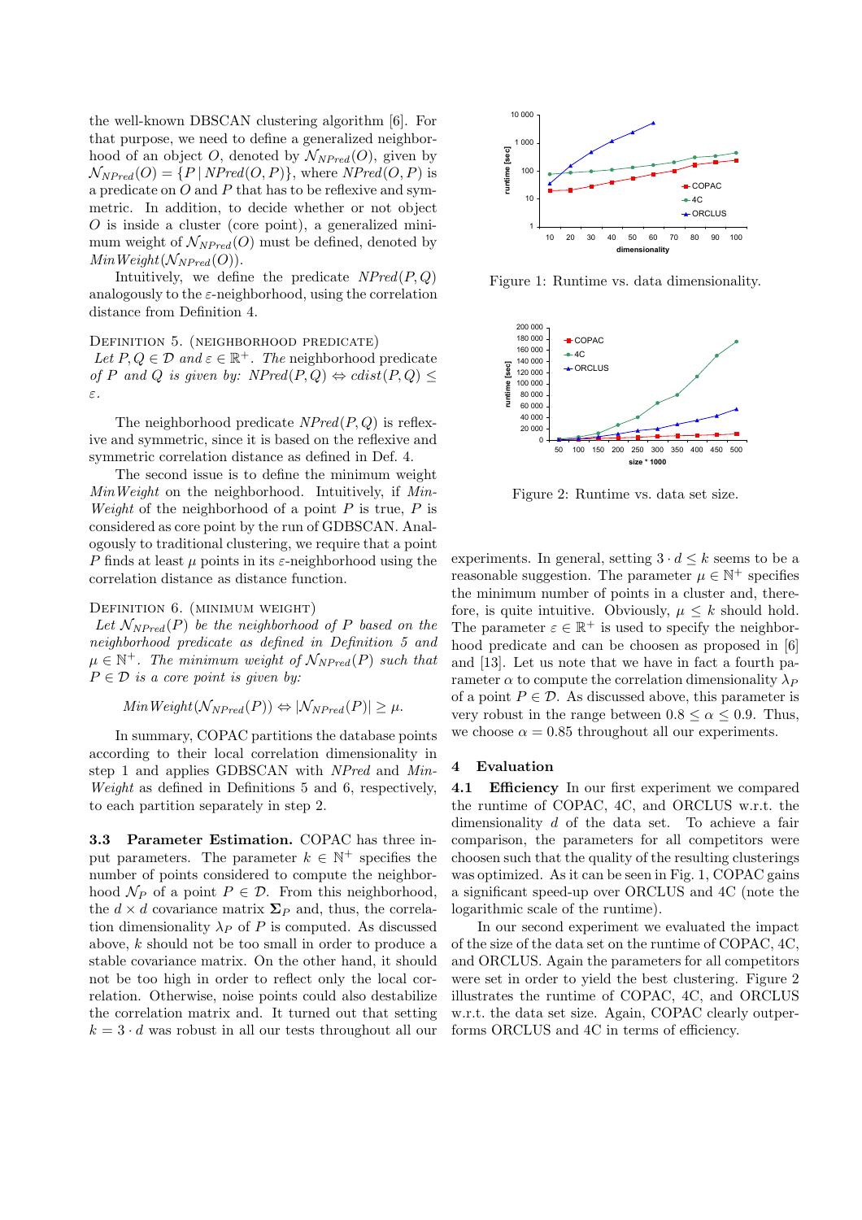the well-known DBSCAN clustering algorithm [6]. For that purpose, we need to define a generalized neighborhood of an object $O$, denoted by $\mathcal{N}_{NPred}(O)$, given by $\mathcal{N}_{NPred}(O) = \{P \mid NPred(O, P)\}$, where $NPred(O, P)$ is a predicate on $O$ and $P$ that has to be reflexive and symmetric. In addition, to decide whether or not object $O$ is inside a cluster (core point), a generalized minimum weight of $\mathcal{N}_{NPred}(O)$ must be defined, denoted by $MinWeight(\mathcal{N}_{NPred}(O))$.

Intuitively, we define the predicate $NPred(P, Q)$ analogously to the $\varepsilon$-neighborhood, using the correlation distance from Definition 4.

Definition 5. (neighborhood predicate)
*Let $P, Q \in \mathcal{D}$ and $\varepsilon \in \mathbb{R}^+$. The* neighborhood predicate *of $P$ and $Q$ is given by: $NPred(P, Q) \Leftrightarrow cdist(P, Q) \leq \varepsilon$.*

The neighborhood predicate $NPred(P, Q)$ is reflexive and symmetric, since it is based on the reflexive and symmetric correlation distance as defined in Def. 4.

The second issue is to define the minimum weight *MinWeight* on the neighborhood. Intuitively, if *MinWeight* of the neighborhood of a point $P$ is true, $P$ is considered as core point by the run of GDBSCAN. Analogously to traditional clustering, we require that a point $P$ finds at least $\mu$ points in its $\varepsilon$-neighborhood using the correlation distance as distance function.

Definition 6. (minimum weight)
*Let $\mathcal{N}_{NPred}(P)$ be the neighborhood of $P$ based on the neighborhood predicate as defined in Definition 5 and $\mu \in \mathbb{N}^+$. The minimum weight of $\mathcal{N}_{NPred}(P)$ such that $P \in \mathcal{D}$ is a core point is given by:*

$$MinWeight(\mathcal{N}_{NPred}(P)) \Leftrightarrow |\mathcal{N}_{NPred}(P)| \geq \mu.$$

In summary, COPAC partitions the database points according to their local correlation dimensionality in step 1 and applies GDBSCAN with *NPred* and *MinWeight* as defined in Definitions 5 and 6, respectively, to each partition separately in step 2.

### 3.3 Parameter Estimation.

COPAC has three input parameters. The parameter $k \in \mathbb{N}^+$ specifies the number of points considered to compute the neighborhood $\mathcal{N}_P$ of a point $P \in \mathcal{D}$. From this neighborhood, the $d \times d$ covariance matrix $\mathbf{\Sigma}_P$ and, thus, the correlation dimensionality $\lambda_P$ of $P$ is computed. As discussed above, $k$ should not be too small in order to produce a stable covariance matrix. On the other hand, it should not be too high in order to reflect only the local correlation. Otherwise, noise points could also destabilize the correlation matrix and. It turned out that setting $k = 3 \cdot d$ was robust in all our tests throughout all our experiments. In general, setting $3 \cdot d \leq k$ seems to be a reasonable suggestion. The parameter $\mu \in \mathbb{N}^+$ specifies the minimum number of points in a cluster and, therefore, is quite intuitive. Obviously, $\mu \leq k$ should hold. The parameter $\varepsilon \in \mathbb{R}^+$ is used to specify the neighborhood predicate and can be choosen as proposed in [6] and [13]. Let us note that we have in fact a fourth parameter $\alpha$ to compute the correlation dimensionality $\lambda_P$ of a point $P \in \mathcal{D}$. As discussed above, this parameter is very robust in the range between $0.8 \leq \alpha \leq 0.9$. Thus, we choose $\alpha = 0.85$ throughout all our experiments.

Figure 1: Runtime vs. data dimensionality.

Figure 2: Runtime vs. data set size.

## 4 Evaluation

### 4.1 Efficiency

In our first experiment we compared the runtime of COPAC, 4C, and ORCLUS w.r.t. the dimensionality $d$ of the data set. To achieve a fair comparison, the parameters for all competitors were choosen such that the quality of the resulting clusterings was optimized. As it can be seen in Fig. 1, COPAC gains a significant speed-up over ORCLUS and 4C (note the logarithmic scale of the runtime).

In our second experiment we evaluated the impact of the size of the data set on the runtime of COPAC, 4C, and ORCLUS. Again the parameters for all competitors were set in order to yield the best clustering. Figure 2 illustrates the runtime of COPAC, 4C, and ORCLUS w.r.t. the data set size. Again, COPAC clearly outperforms ORCLUS and 4C in terms of efficiency.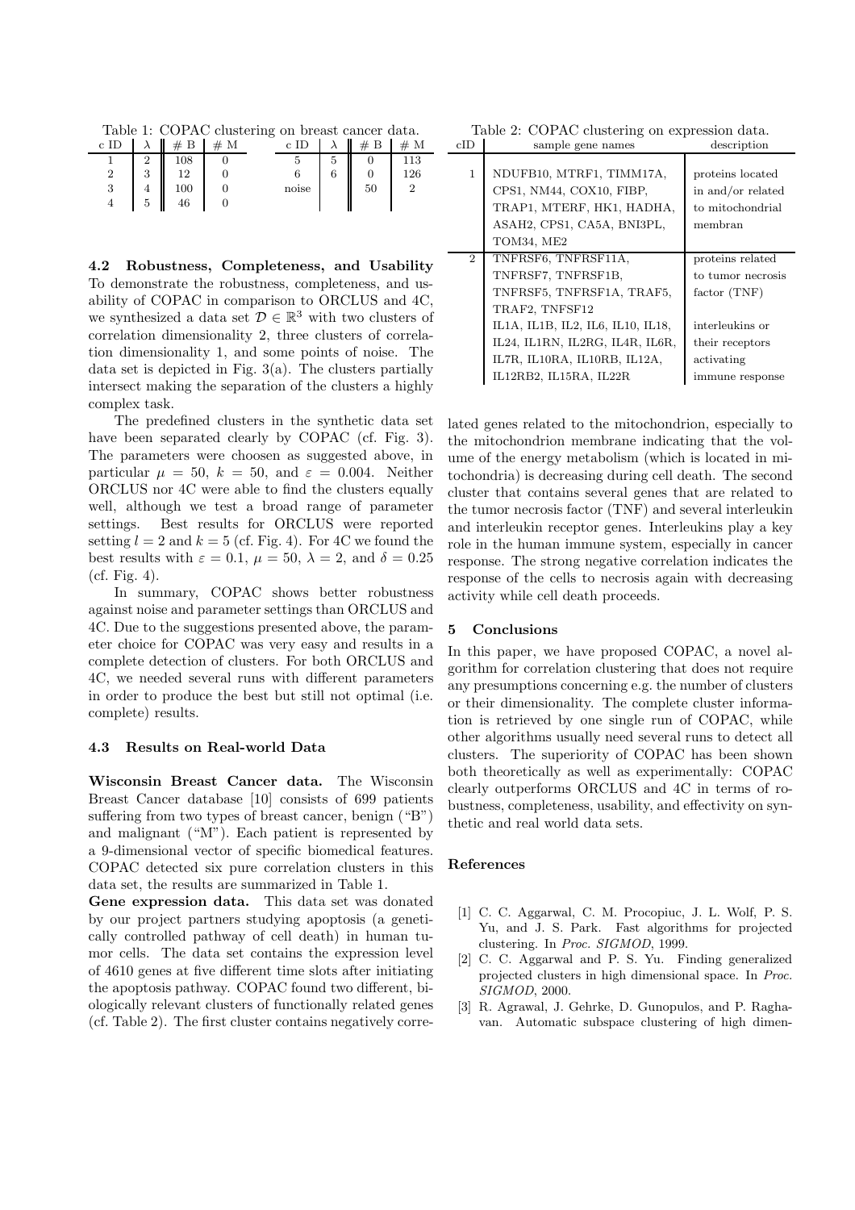Table 1: COPAC clustering on breast cancer data.

| c ID | $\lambda$ | # B | # M | c ID | $\lambda$ | # B | # M |
|---|---|---|---|---|---|---|---|
| 1 | 2 | 108 | 0 | 5 | 5 | 0 | 113 |
| 2 | 3 | 12 | 0 | 6 | 6 | 0 | 126 |
| 3 | 4 | 100 | 0 | noise | | 50 | 2 |
| 4 | 5 | 46 | 0 | | | | |

### 4.2 Robustness, Completeness, and Usability

To demonstrate the robustness, completeness, and usability of COPAC in comparison to ORCLUS and 4C, we synthesized a data set $\mathcal{D} \in \mathbb{R}^3$ with two clusters of correlation dimensionality 2, three clusters of correlation dimensionality 1, and some points of noise. The data set is depicted in Fig. 3(a). The clusters partially intersect making the separation of the clusters a highly complex task.

The predefined clusters in the synthetic data set have been separated clearly by COPAC (cf. Fig. 3). The parameters were choosen as suggested above, in particular $\mu = 50$, $k = 50$, and $\varepsilon = 0.004$. Neither ORCLUS nor 4C were able to find the clusters equally well, although we test a broad range of parameter settings. Best results for ORCLUS were reported setting $l = 2$ and $k = 5$ (cf. Fig. 4). For 4C we found the best results with $\varepsilon = 0.1$, $\mu = 50$, $\lambda = 2$, and $\delta = 0.25$ (cf. Fig. 4).

In summary, COPAC shows better robustness against noise and parameter settings than ORCLUS and 4C. Due to the suggestions presented above, the parameter choice for COPAC was very easy and results in a complete detection of clusters. For both ORCLUS and 4C, we needed several runs with different parameters in order to produce the best but still not optimal (i.e. complete) results.

### 4.3 Results on Real-world Data

**Wisconsin Breast Cancer data.** The Wisconsin Breast Cancer database [10] consists of 699 patients suffering from two types of breast cancer, benign ("B") and malignant ("M"). Each patient is represented by a 9-dimensional vector of specific biomedical features. COPAC detected six pure correlation clusters in this data set, the results are summarized in Table 1.

**Gene expression data.** This data set was donated by our project partners studying apoptosis (a genetically controlled pathway of cell death) in human tumor cells. The data set contains the expression level of 4610 genes at five different time slots after initiating the apoptosis pathway. COPAC found two different, biologically relevant clusters of functionally related genes (cf. Table 2). The first cluster contains negatively correlated genes related to the mitochondrion, especially to the mitochondrion membrane indicating that the volume of the energy metabolism (which is located in mitochondria) is decreasing during cell death. The second cluster that contains several genes that are related to the tumor necrosis factor (TNF) and several interleukin and interleukin receptor genes. Interleukins play a key role in the human immune system, especially in cancer response. The strong negative correlation indicates the response of the cells to necrosis again with decreasing activity while cell death proceeds.

Table 2: COPAC clustering on expression data.

| cID | sample gene names | description |
|---|---|---|
| 1 | NDUFB10, MTRF1, TIMM17A, CPS1, NM44, COX10, FIBP, TRAP1, MTERF, HK1, HADHA, ASAH2, CPS1, CA5A, BNI3PL, TOM34, ME2 | proteins located in and/or related to mitochondrial membran |
| 2 | TNFRSF6, TNFRSF11A, TNFRSF7, TNFRSF1B, TNFRSF5, TNFRSF1A, TRAF5, TRAF2, TNFSF12 | proteins related to tumor necrosis factor (TNF) |
| | IL1A, IL1B, IL2, IL6, IL10, IL18, IL24, IL1RN, IL2RG, IL4R, IL6R, IL7R, IL10RA, IL10RB, IL12A, IL12RB2, IL15RA, IL22R | interleukins or their receptors activating immune response |

## 5 Conclusions

In this paper, we have proposed COPAC, a novel algorithm for correlation clustering that does not require any presumptions concerning e.g. the number of clusters or their dimensionality. The complete cluster information is retrieved by one single run of COPAC, while other algorithms usually need several runs to detect all clusters. The superiority of COPAC has been shown both theoretically as well as experimentally: COPAC clearly outperforms ORCLUS and 4C in terms of robustness, completeness, usability, and effectivity on synthetic and real world data sets.

## References

[1] C. C. Aggarwal, C. M. Procopiuc, J. L. Wolf, P. S. Yu, and J. S. Park. Fast algorithms for projected clustering. In *Proc. SIGMOD*, 1999.

[2] C. C. Aggarwal and P. S. Yu. Finding generalized projected clusters in high dimensional space. In *Proc. SIGMOD*, 2000.

[3] R. Agrawal, J. Gehrke, D. Gunopulos, and P. Raghavan. Automatic subspace clustering of high dimen-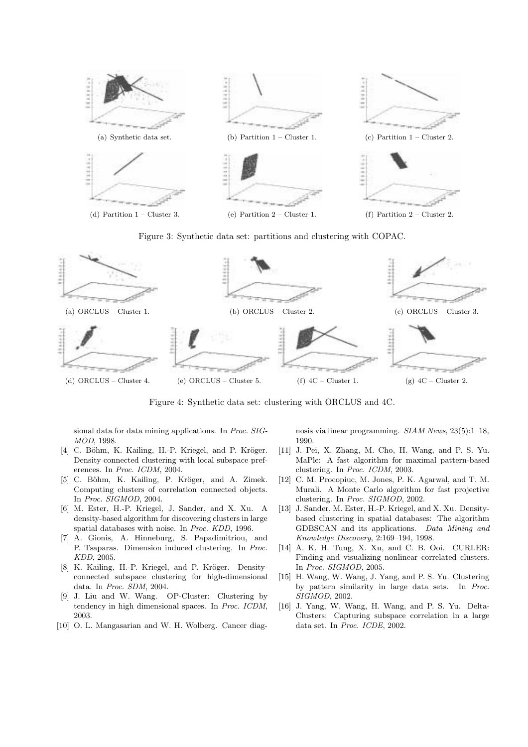(a) Synthetic data set.

(b) Partition 1 – Cluster 1.

(c) Partition 1 – Cluster 2.

(d) Partition 1 – Cluster 3.

(e) Partition 2 – Cluster 1.

(f) Partition 2 – Cluster 2.

Figure 3: Synthetic data set: partitions and clustering with COPAC.

(a) ORCLUS – Cluster 1.

(b) ORCLUS – Cluster 2.

(c) ORCLUS – Cluster 3.

(d) ORCLUS – Cluster 4.

(e) ORCLUS – Cluster 5.

(f) 4C – Cluster 1.

(g) 4C – Cluster 2.

Figure 4: Synthetic data set: clustering with ORCLUS and 4C.

sional data for data mining applications. In *Proc. SIGMOD*, 1998.

[4] C. Böhm, K. Kailing, H.-P. Kriegel, and P. Kröger. Density connected clustering with local subspace preferences. In *Proc. ICDM*, 2004.

[5] C. Böhm, K. Kailing, P. Kröger, and A. Zimek. Computing clusters of correlation connected objects. In *Proc. SIGMOD*, 2004.

[6] M. Ester, H.-P. Kriegel, J. Sander, and X. Xu. A density-based algorithm for discovering clusters in large spatial databases with noise. In *Proc. KDD*, 1996.

[7] A. Gionis, A. Hinneburg, S. Papadimitriou, and P. Tsaparas. Dimension induced clustering. In *Proc. KDD*, 2005.

[8] K. Kailing, H.-P. Kriegel, and P. Kröger. Density-connected subspace clustering for high-dimensional data. In *Proc. SDM*, 2004.

[9] J. Liu and W. Wang. OP-Cluster: Clustering by tendency in high dimensional spaces. In *Proc. ICDM*, 2003.

[10] O. L. Mangasarian and W. H. Wolberg. Cancer diagnosis via linear programming. *SIAM News*, 23(5):1–18, 1990.

[11] J. Pei, X. Zhang, M. Cho, H. Wang, and P. S. Yu. MaPle: A fast algorithm for maximal pattern-based clustering. In *Proc. ICDM*, 2003.

[12] C. M. Procopiuc, M. Jones, P. K. Agarwal, and T. M. Murali. A Monte Carlo algorithm for fast projective clustering. In *Proc. SIGMOD*, 2002.

[13] J. Sander, M. Ester, H.-P. Kriegel, and X. Xu. Density-based clustering in spatial databases: The algorithm GDBSCAN and its applications. *Data Mining and Knowledge Discovery*, 2:169–194, 1998.

[14] A. K. H. Tung, X. Xu, and C. B. Ooi. CURLER: Finding and visualizing nonlinear correlated clusters. In *Proc. SIGMOD*, 2005.

[15] H. Wang, W. Wang, J. Yang, and P. S. Yu. Clustering by pattern similarity in large data sets. In *Proc. SIGMOD*, 2002.

[16] J. Yang, W. Wang, H. Wang, and P. S. Yu. Delta-Clusters: Capturing subspace correlation in a large data set. In *Proc. ICDE*, 2002.